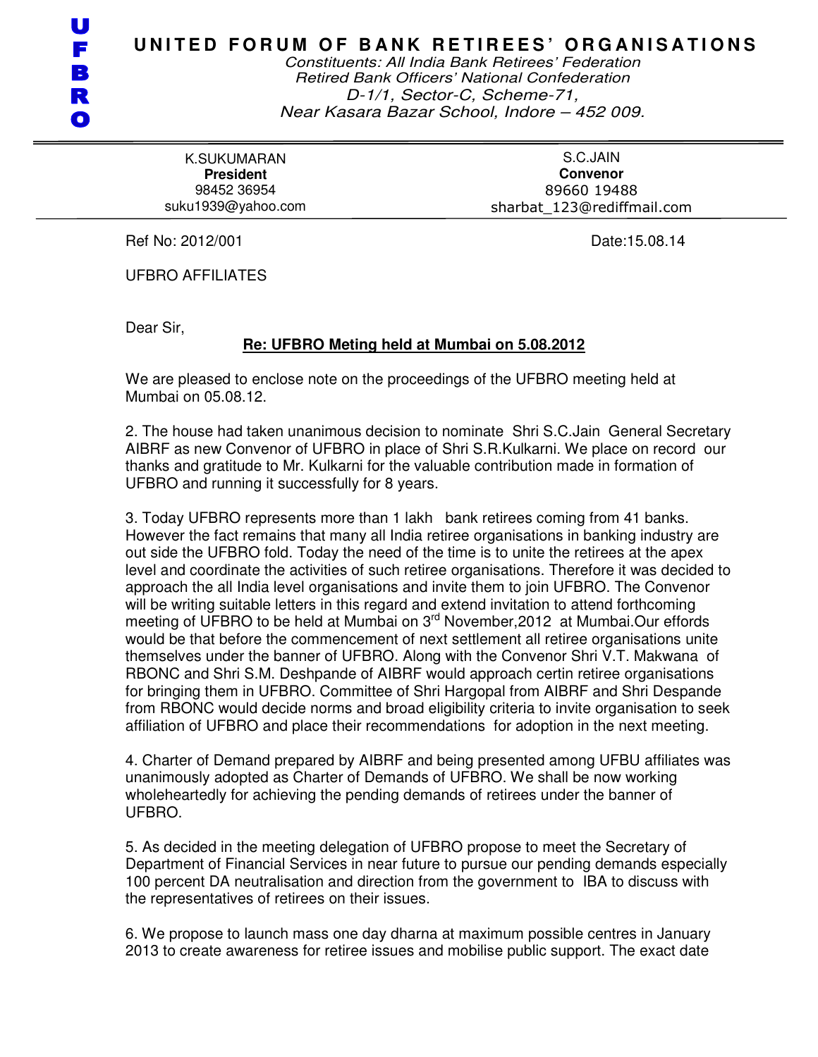U
F
B
R
O

# UNITED FORUM OF BANK RETIREES' ORGANISATIONS

*Constituents: All India Bank Retirees' Federation*
*Retired Bank Officers' National Confederation*
*D-1/1, Sector-C, Scheme-71,*
*Near Kasara Bazar School, Indore – 452 009.*

| K.SUKUMARAN | S.C.JAIN |
|---|---|
| **President** | **Convenor** |
| 98452 36954 | 89660 19488 |
| suku1939@yahoo.com | sharbat_123@rediffmail.com |

Ref No: 2012/001 Date:15.08.14

UFBRO AFFILIATES

Dear Sir,

**<u>Re: UFBRO Meting held at Mumbai on 5.08.2012</u>**

We are pleased to enclose note on the proceedings of the UFBRO meeting held at Mumbai on 05.08.12.

2. The house had taken unanimous decision to nominate Shri S.C.Jain General Secretary AIBRF as new Convenor of UFBRO in place of Shri S.R.Kulkarni. We place on record our thanks and gratitude to Mr. Kulkarni for the valuable contribution made in formation of UFBRO and running it successfully for 8 years.

3. Today UFBRO represents more than 1 lakh bank retirees coming from 41 banks. However the fact remains that many all India retiree organisations in banking industry are out side the UFBRO fold. Today the need of the time is to unite the retirees at the apex level and coordinate the activities of such retiree organisations. Therefore it was decided to approach the all India level organisations and invite them to join UFBRO. The Convenor will be writing suitable letters in this regard and extend invitation to attend forthcoming meeting of UFBRO to be held at Mumbai on 3rd November,2012 at Mumbai.Our efords would be that before the commencement of next settlement all retiree organisations unite themselves under the banner of UFBRO. Along with the Convenor Shri V.T. Makwana of RBONC and Shri S.M. Deshpande of AIBRF would approach certin retiree organisations for bringing them in UFBRO. Committee of Shri Hargopal from AIBRF and Shri Despande from RBONC would decide norms and broad eligibility criteria to invite organisation to seek affiliation of UFBRO and place their recommendations for adoption in the next meeting.

4. Charter of Demand prepared by AIBRF and being presented among UFBU affiliates was unanimously adopted as Charter of Demands of UFBRO. We shall be now working wholeheartedly for achieving the pending demands of retirees under the banner of UFBRO.

5. As decided in the meeting delegation of UFBRO propose to meet the Secretary of Department of Financial Services in near future to pursue our pending demands especially 100 percent DA neutralisation and direction from the government to IBA to discuss with the representatives of retirees on their issues.

6. We propose to launch mass one day dharna at maximum possible centres in January 2013 to create awareness for retiree issues and mobilise public support. The exact date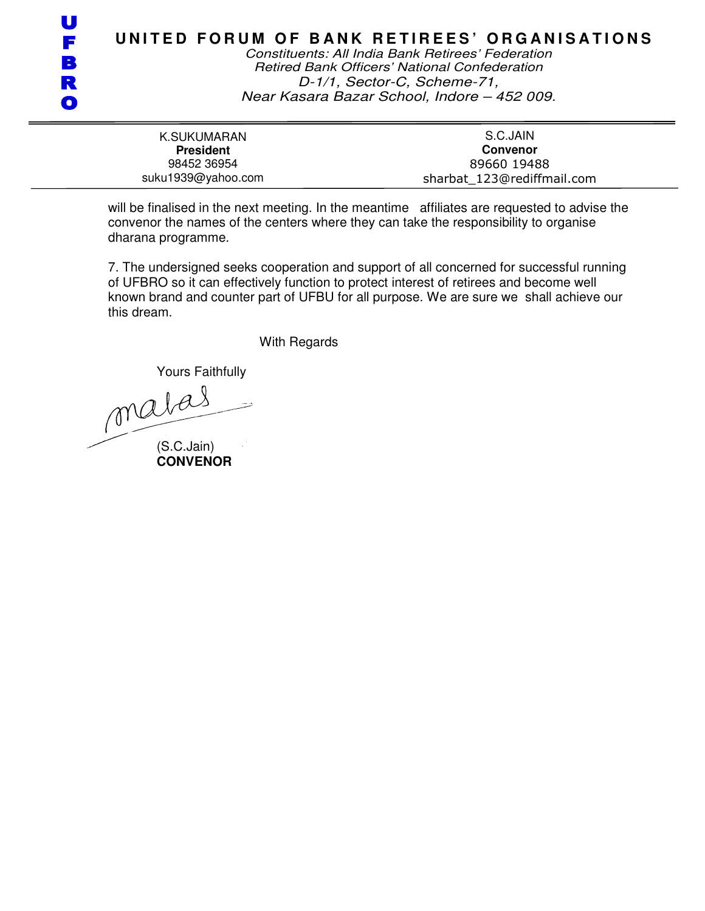**UFBRO**

# UNITED FORUM OF BANK RETIREES' ORGANISATIONS

*Constituents: All India Bank Retirees' Federation*
*Retired Bank Officers' National Confederation*
*D-1/1, Sector-C, Scheme-71,*
*Near Kasara Bazar School, Indore – 452 009.*

| K.SUKUMARAN | S.C.JAIN |
|---|---|
| **President** | **Convenor** |
| 98452 36954 | 89660 19488 |
| suku1939@yahoo.com | sharbat_123@rediffmail.com |

will be finalised in the next meeting. In the meantime affiliates are requested to advise the convenor the names of the centers where they can take the responsibility to organise dharana programme.

7. The undersigned seeks cooperation and support of all concerned for successful running of UFBRO so it can effectively function to protect interest of retirees and become well known brand and counter part of UFBU for all purpose. We are sure we shall achieve our this dream.

With Regards

Yours Faithfully

(S.C.Jain)
**CONVENOR**